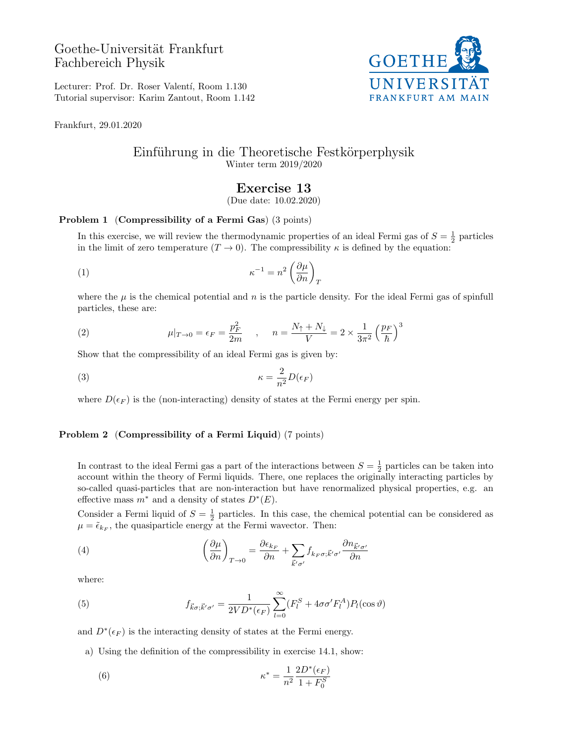Goethe-Universität Frankfurt
Fachbereich Physik

Lecturer: Prof. Dr. Roser Valentí, Room 1.130
Tutorial supervisor: Karim Zantout, Room 1.142

Frankfurt, 29.01.2020

# Einführung in die Theoretische Festkörperphysik

Winter term 2019/2020

## Exercise 13

(Due date: 10.02.2020)

**Problem 1** (**Compressibility of a Fermi Gas**) (3 points)

In this exercise, we will review the thermodynamic properties of an ideal Fermi gas of $S = \frac{1}{2}$ particles in the limit of zero temperature ($T \to 0$). The compressibility $\kappa$ is defined by the equation:

$$\kappa^{-1} = n^2 \left(\frac{\partial \mu}{\partial n}\right)_T \tag{1}$$

where the $\mu$ is the chemical potential and $n$ is the particle density. For the ideal Fermi gas of spinfull particles, these are:

$$\mu|_{T\to 0} = \epsilon_F = \frac{p_F^2}{2m} \quad , \quad n = \frac{N_\uparrow + N_\downarrow}{V} = 2 \times \frac{1}{3\pi^2}\left(\frac{p_F}{\hbar}\right)^3 \tag{2}$$

Show that the compressibility of an ideal Fermi gas is given by:

$$\kappa = \frac{2}{n^2} D(\epsilon_F) \tag{3}$$

where $D(\epsilon_F)$ is the (non-interacting) density of states at the Fermi energy per spin.

**Problem 2** (**Compressibility of a Fermi Liquid**) (7 points)

In contrast to the ideal Fermi gas a part of the interactions between $S = \frac{1}{2}$ particles can be taken into account within the theory of Fermi liquids. There, one replaces the originally interacting particles by so-called quasi-particles that are non-interaction but have renormalized physical properties, e.g. an effective mass $m^*$ and a density of states $D^*(E)$.

Consider a Fermi liquid of $S = \frac{1}{2}$ particles. In this case, the chemical potential can be considered as $\mu = \tilde{\epsilon}_{k_F}$, the quasiparticle energy at the Fermi wavector. Then:

$$\left(\frac{\partial \mu}{\partial n}\right)_{T\to 0} = \frac{\partial \epsilon_{k_F}}{\partial n} + \sum_{\vec{k}'\sigma'} f_{k_F\sigma;\vec{k}'\sigma'} \frac{\partial n_{\vec{k}'\sigma'}}{\partial n} \tag{4}$$

where:

$$f_{\vec{k}\sigma;\vec{k}'\sigma'} = \frac{1}{2VD^*(\epsilon_F)} \sum_{l=0}^{\infty} (F_l^S + 4\sigma\sigma' F_l^A) P_l(\cos\vartheta) \tag{5}$$

and $D^*(\epsilon_F)$ is the interacting density of states at the Fermi energy.

a) Using the definition of the compressibility in exercise 14.1, show:

$$\kappa^* = \frac{1}{n^2} \frac{2D^*(\epsilon_F)}{1 + F_0^S} \tag{6}$$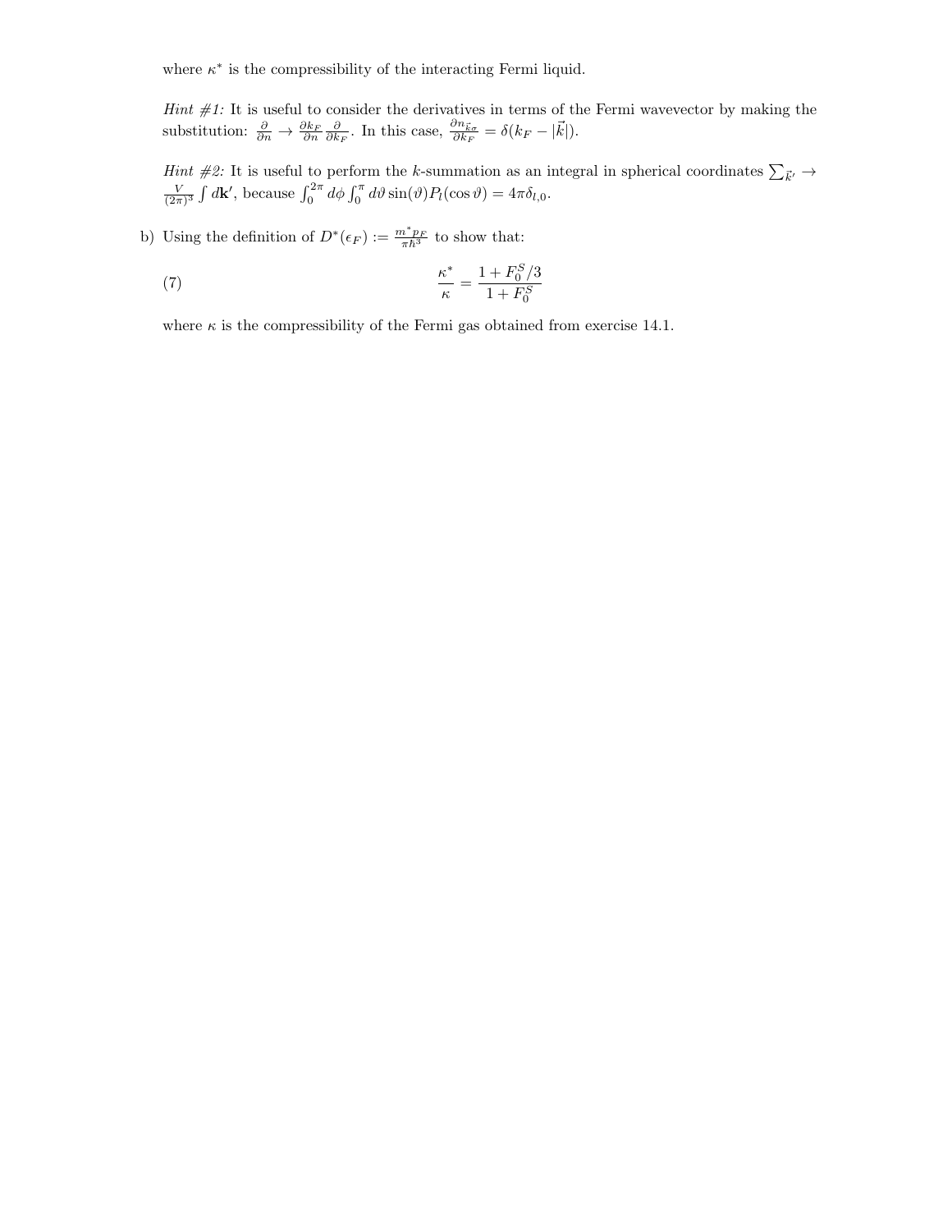where $\kappa^*$ is the compressibility of the interacting Fermi liquid.

*Hint #1:* It is useful to consider the derivatives in terms of the Fermi wavevector by making the substitution: $\frac{\partial}{\partial n} \to \frac{\partial k_F}{\partial n} \frac{\partial}{\partial k_F}$. In this case, $\frac{\partial n_{\vec{k}\sigma}}{\partial k_F} = \delta(k_F - |\vec{k}|)$.

*Hint #2:* It is useful to perform the $k$-summation as an integral in spherical coordinates $\sum_{\vec{k}'} \to \frac{V}{(2\pi)^3} \int d\mathbf{k}'$, because $\int_0^{2\pi} d\phi \int_0^{\pi} d\vartheta \sin(\vartheta) P_l(\cos\vartheta) = 4\pi\delta_{l,0}$.

b) Using the definition of $D^*(\epsilon_F) := \frac{m^* p_F}{\pi \hbar^3}$ to show that:

$$\frac{\kappa^*}{\kappa} = \frac{1 + F_0^S/3}{1 + F_0^S} \tag{7}$$

where $\kappa$ is the compressibility of the Fermi gas obtained from exercise 14.1.